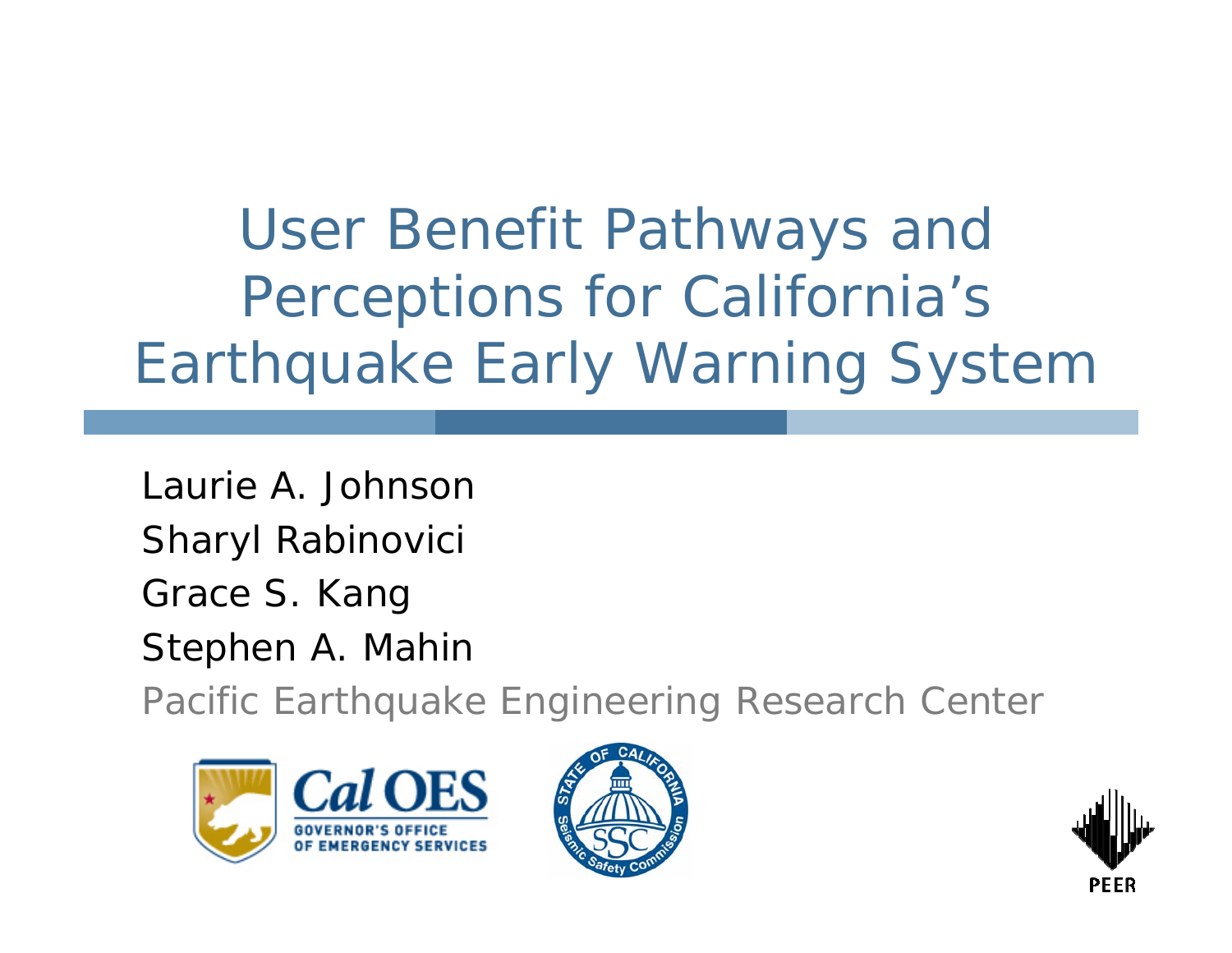# User Benefit Pathways and Perceptions for California's Earthquake Early Warning System

Laurie A. Johnson

Sharyl Rabinovici

Grace S. Kang

Stephen A. Mahin

Pacific Earthquake Engineering Research Center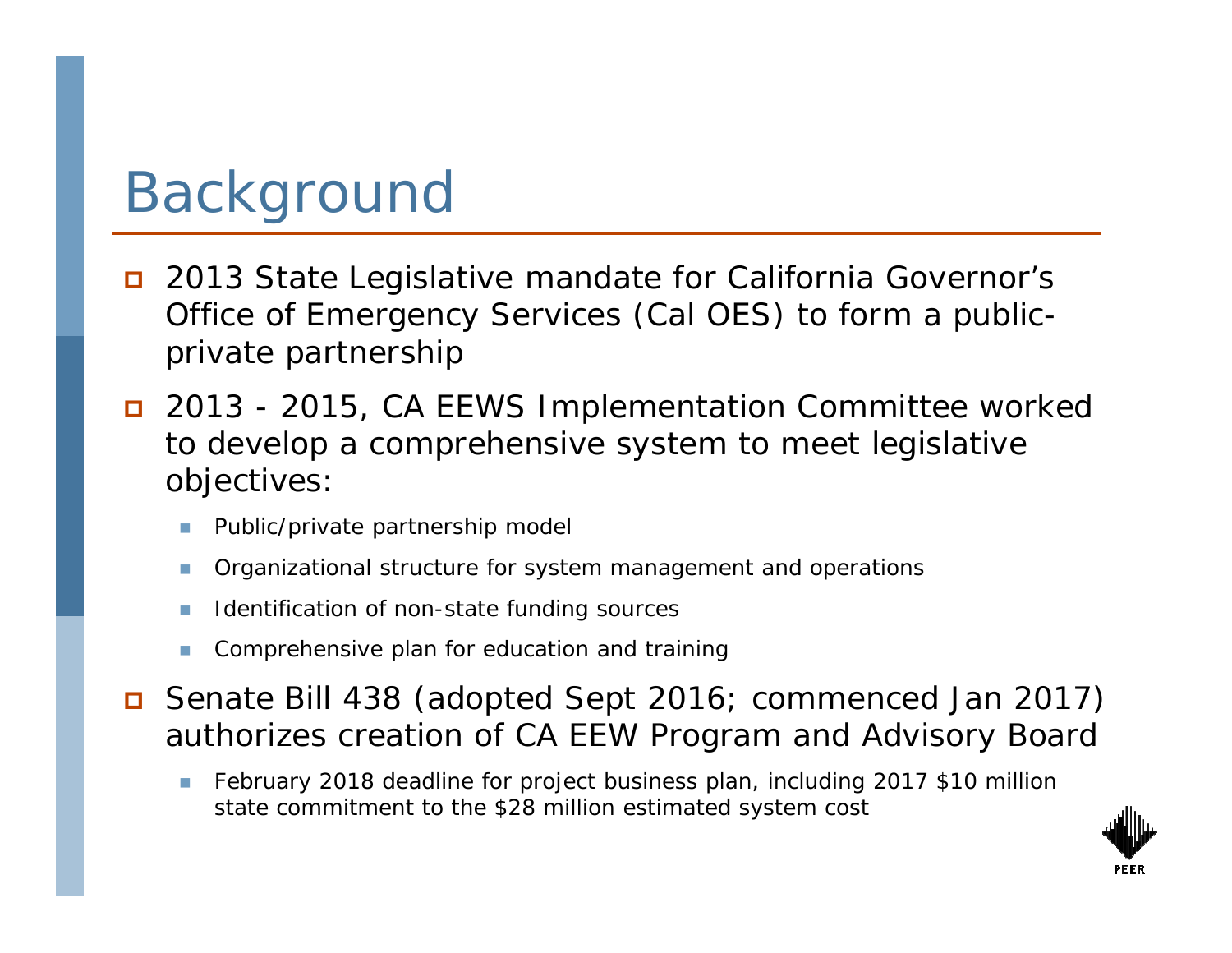# Background

- 2013 State Legislative mandate for California Governor's Office of Emergency Services (Cal OES) to form a public-private partnership
- 2013 - 2015, CA EEWS Implementation Committee worked to develop a comprehensive system to meet legislative objectives:
  - Public/private partnership model
  - Organizational structure for system management and operations
  - Identification of non-state funding sources
  - Comprehensive plan for education and training
- Senate Bill 438 (adopted Sept 2016; commenced Jan 2017) authorizes creation of CA EEW Program and Advisory Board
  - February 2018 deadline for project business plan, including 2017 $10 million state commitment to the $28 million estimated system cost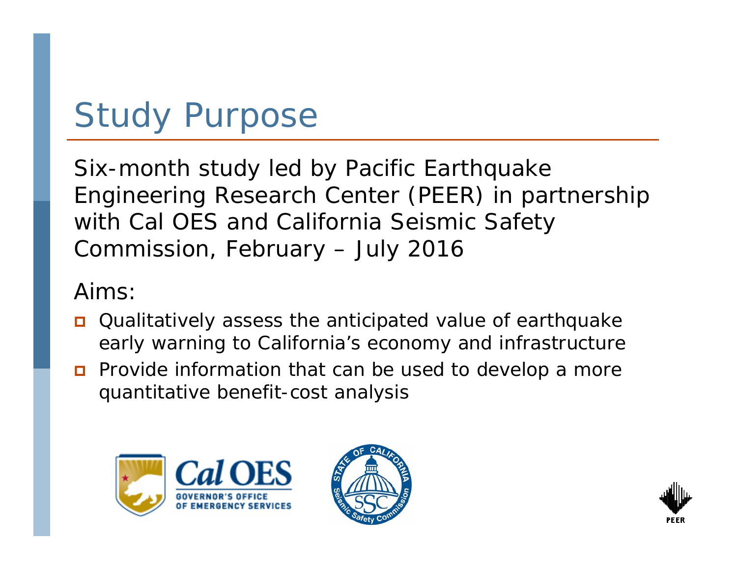# Study Purpose

Six-month study led by Pacific Earthquake Engineering Research Center (PEER) in partnership with Cal OES and California Seismic Safety Commission, February – July 2016

Aims:

- Qualitatively assess the anticipated value of earthquake early warning to California's economy and infrastructure
- Provide information that can be used to develop a more quantitative benefit-cost analysis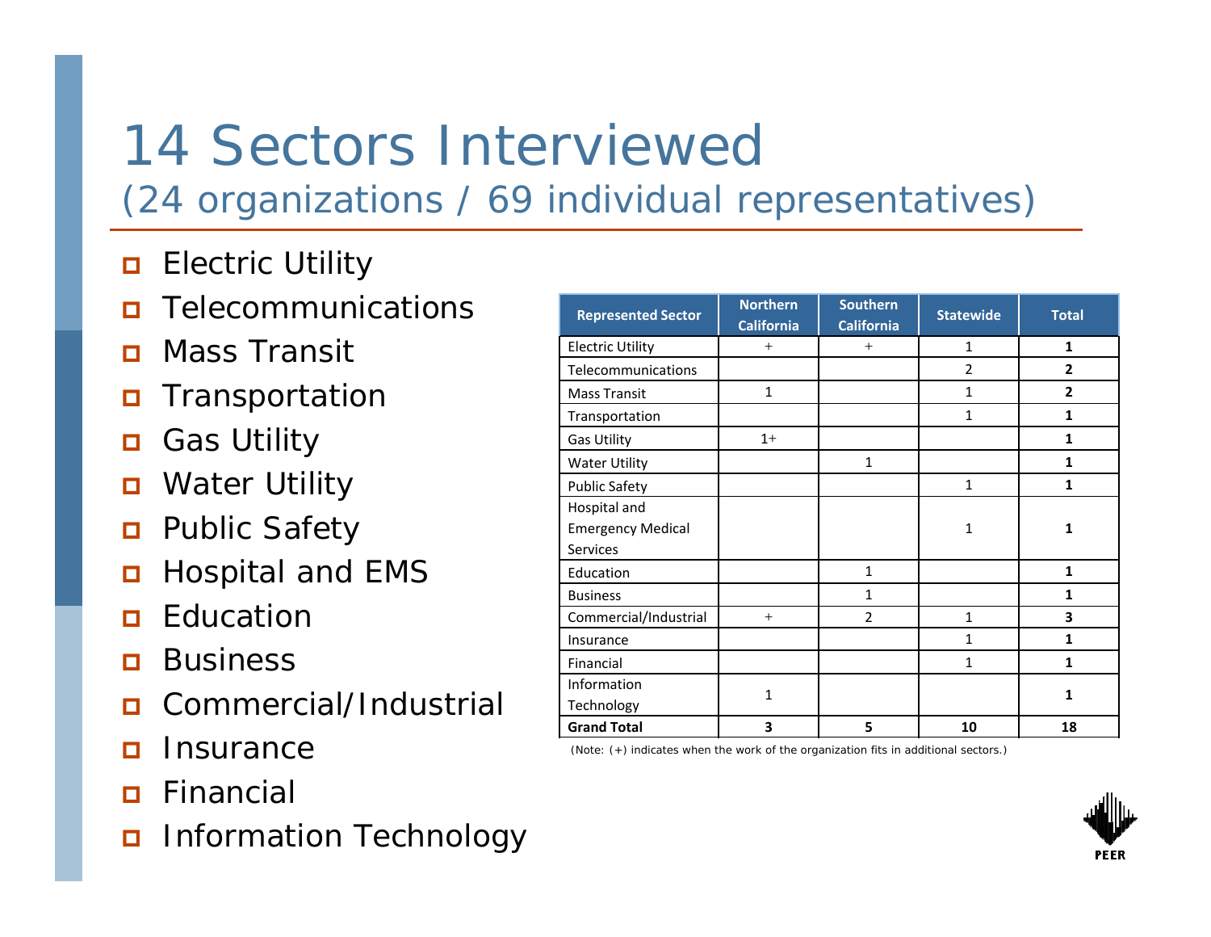# 14 Sectors Interviewed

## (24 organizations / 69 individual representatives)

- Electric Utility
- Telecommunications
- Mass Transit
- Transportation
- Gas Utility
- Water Utility
- Public Safety
- Hospital and EMS
- Education
- Business
- Commercial/Industrial
- Insurance
- Financial
- Information Technology

| Represented Sector | Northern California | Southern California | Statewide | Total |
|---|---|---|---|---|
| Electric Utility | + | + | 1 | **1** |
| Telecommunications | | | 2 | **2** |
| Mass Transit | 1 | | 1 | **2** |
| Transportation | | | 1 | **1** |
| Gas Utility | 1+ | | | **1** |
| Water Utility | | 1 | | **1** |
| Public Safety | | | 1 | **1** |
| Hospital and Emergency Medical Services | | | 1 | **1** |
| Education | | 1 | | **1** |
| Business | | 1 | | **1** |
| Commercial/Industrial | + | 2 | 1 | **3** |
| Insurance | | | 1 | **1** |
| Financial | | | 1 | **1** |
| Information Technology | 1 | | | **1** |
| **Grand Total** | **3** | **5** | **10** | **18** |

(Note: (+) indicates when the work of the organization fits in additional sectors.)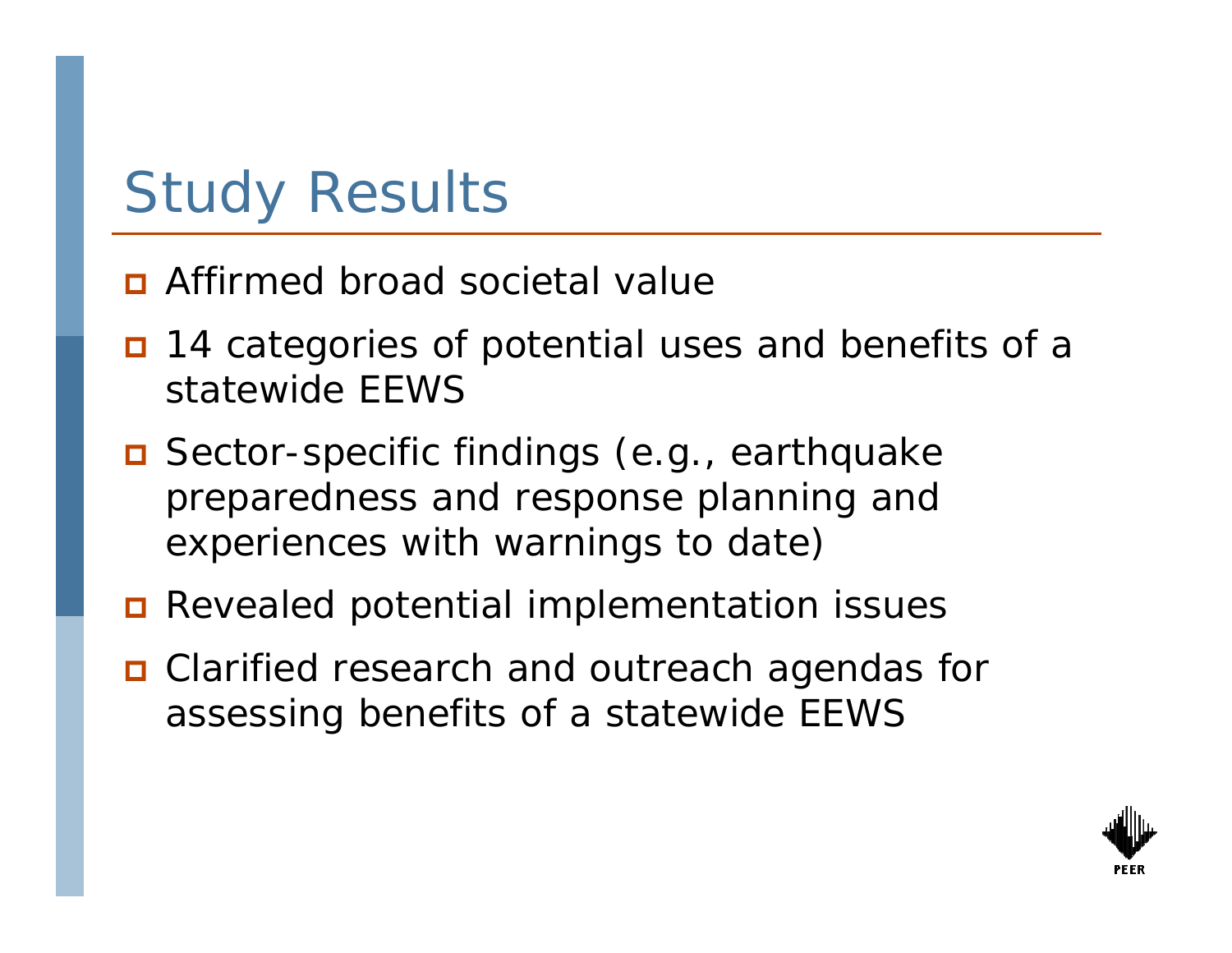# Study Results

- Affirmed broad societal value
- 14 categories of potential uses and benefits of a statewide EEWS
- Sector-specific findings (e.g., earthquake preparedness and response planning and experiences with warnings to date)
- Revealed potential implementation issues
- Clarified research and outreach agendas for assessing benefits of a statewide EEWS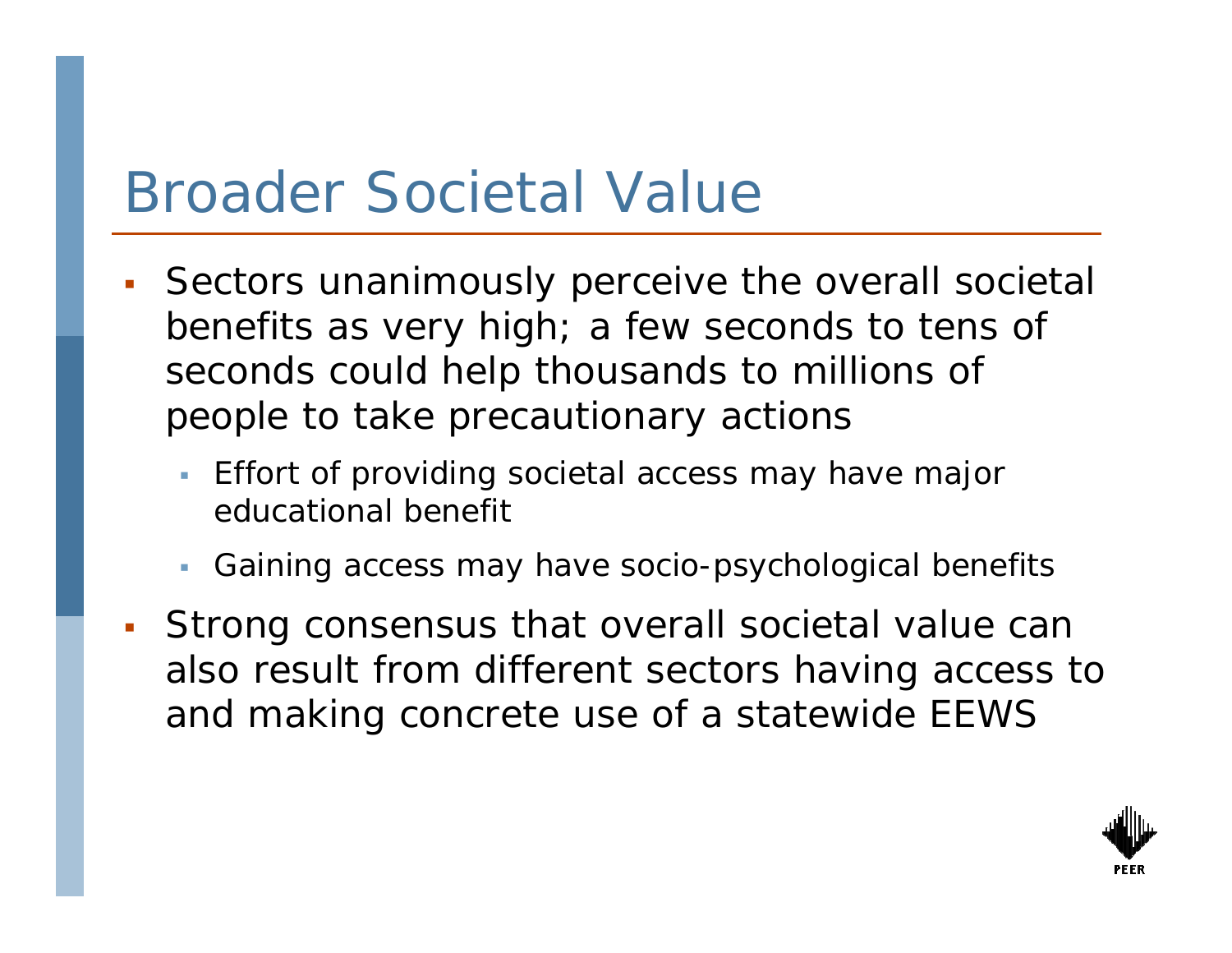# Broader Societal Value

- Sectors unanimously perceive the overall societal benefits as very high; a few seconds to tens of seconds could help thousands to millions of people to take precautionary actions
  - Effort of providing societal access may have major educational benefit
  - Gaining access may have socio-psychological benefits
- Strong consensus that overall societal value can also result from different sectors having access to and making concrete use of a statewide EEWS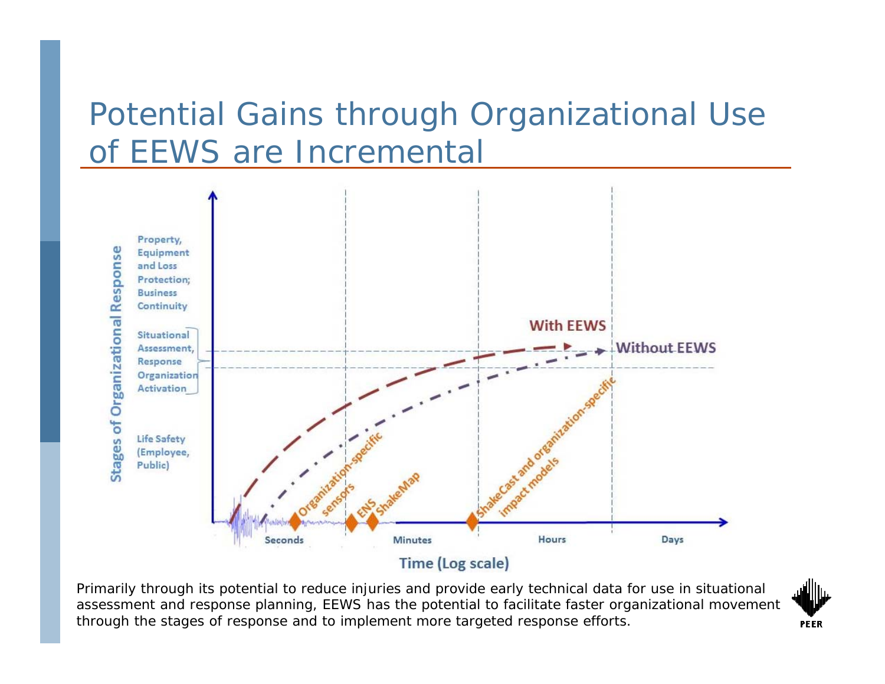# Potential Gains through Organizational Use of EEWS are Incremental

Stages of Organizational Response

- Property, Equipment and Loss Protection; Business Continuity
- Situational Assessment, Response Organization Activation
- Life Safety (Employee, Public)

With EEWS

Without EEWS

Organization-specific sensors

ENS

ShakeMap

ShakeCast and organization-specific impact models

Seconds | Minutes | Hours | Days

Time (Log scale)

Primarily through its potential to reduce injuries and provide early technical data for use in situational assessment and response planning, EEWS has the potential to facilitate faster organizational movement through the stages of response and to implement more targeted response efforts.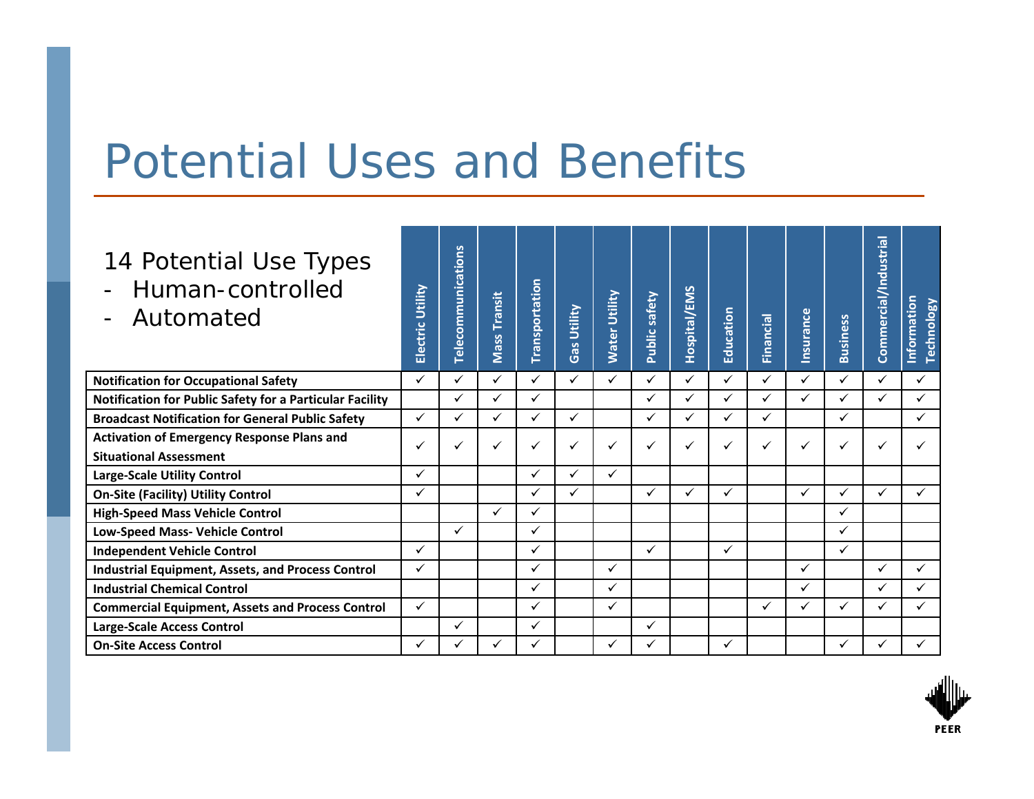# Potential Uses and Benefits

14 Potential Use Types
- Human-controlled
- Automated

| | Electric Utility | Telecommunications | Mass Transit | Transportation | Gas Utility | Water Utility | Public safety | Hospital/EMS | Education | Financial | Insurance | Business | Commercial/Industrial | Information Technology |
|---|---|---|---|---|---|---|---|---|---|---|---|---|---|---|
| **Notification for Occupational Safety** | ✓ | ✓ | ✓ | ✓ | ✓ | ✓ | ✓ | ✓ | ✓ | ✓ | ✓ | ✓ | ✓ | ✓ |
| **Notification for Public Safety for a Particular Facility** | | ✓ | ✓ | ✓ | | | ✓ | ✓ | ✓ | ✓ | ✓ | ✓ | ✓ | ✓ |
| **Broadcast Notification for General Public Safety** | ✓ | ✓ | ✓ | ✓ | ✓ | | ✓ | ✓ | ✓ | ✓ | | ✓ | | ✓ |
| **Activation of Emergency Response Plans and Situational Assessment** | ✓ | ✓ | ✓ | ✓ | ✓ | ✓ | ✓ | ✓ | ✓ | ✓ | ✓ | ✓ | ✓ | ✓ |
| **Large-Scale Utility Control** | ✓ | | | ✓ | ✓ | ✓ | | | | | | | | |
| **On-Site (Facility) Utility Control** | ✓ | | | ✓ | ✓ | | ✓ | ✓ | ✓ | | ✓ | ✓ | ✓ | ✓ |
| **High-Speed Mass Vehicle Control** | | | ✓ | ✓ | | | | | | | | ✓ | | |
| **Low-Speed Mass- Vehicle Control** | | ✓ | | ✓ | | | | | | | | ✓ | | |
| **Independent Vehicle Control** | ✓ | | | ✓ | | | ✓ | | ✓ | | | ✓ | | |
| **Industrial Equipment, Assets, and Process Control** | ✓ | | | ✓ | | ✓ | | | | | ✓ | | ✓ | ✓ |
| **Industrial Chemical Control** | | | | ✓ | | ✓ | | | | | ✓ | | ✓ | ✓ |
| **Commercial Equipment, Assets and Process Control** | ✓ | | | ✓ | | ✓ | | | | ✓ | ✓ | ✓ | ✓ | ✓ |
| **Large-Scale Access Control** | | ✓ | | ✓ | | | ✓ | | | | | | | |
| **On-Site Access Control** | ✓ | ✓ | ✓ | ✓ | | ✓ | ✓ | | ✓ | | | ✓ | ✓ | ✓ |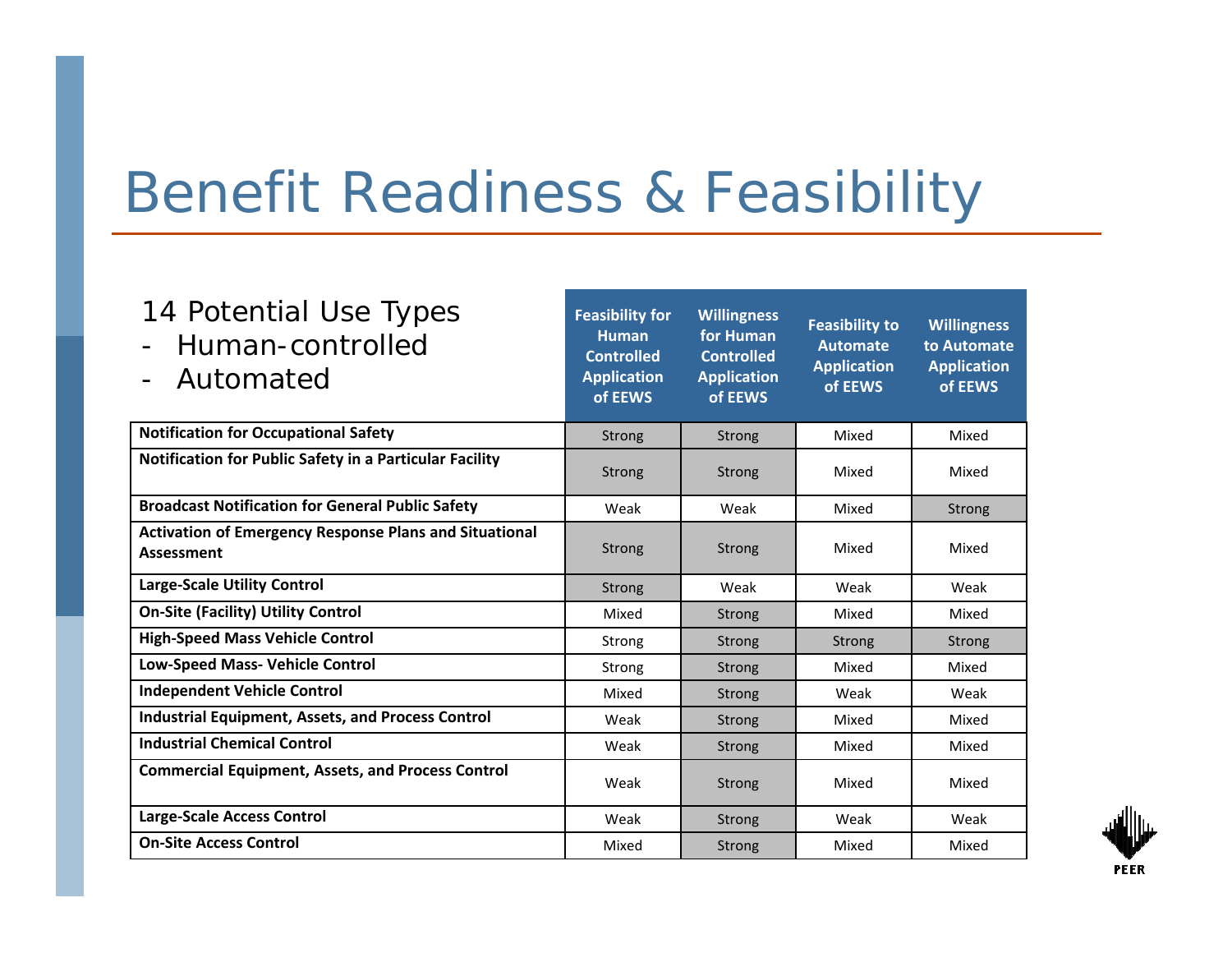# Benefit Readiness & Feasibility

14 Potential Use Types
- Human-controlled
- Automated

| | Feasibility for Human Controlled Application of EEWS | Willingness for Human Controlled Application of EEWS | Feasibility to Automate Application of EEWS | Willingness to Automate Application of EEWS |
|---|---|---|---|---|
| **Notification for Occupational Safety** | Strong | Strong | Mixed | Mixed |
| **Notification for Public Safety in a Particular Facility** | Strong | Strong | Mixed | Mixed |
| **Broadcast Notification for General Public Safety** | Weak | Weak | Mixed | Strong |
| **Activation of Emergency Response Plans and Situational Assessment** | Strong | Strong | Mixed | Mixed |
| **Large-Scale Utility Control** | Strong | Weak | Weak | Weak |
| **On-Site (Facility) Utility Control** | Mixed | Strong | Mixed | Mixed |
| **High-Speed Mass Vehicle Control** | Strong | Strong | Strong | Strong |
| **Low-Speed Mass- Vehicle Control** | Strong | Strong | Mixed | Mixed |
| **Independent Vehicle Control** | Mixed | Strong | Weak | Weak |
| **Industrial Equipment, Assets, and Process Control** | Weak | Strong | Mixed | Mixed |
| **Industrial Chemical Control** | Weak | Strong | Mixed | Mixed |
| **Commercial Equipment, Assets, and Process Control** | Weak | Strong | Mixed | Mixed |
| **Large-Scale Access Control** | Weak | Strong | Weak | Weak |
| **On-Site Access Control** | Mixed | Strong | Mixed | Mixed |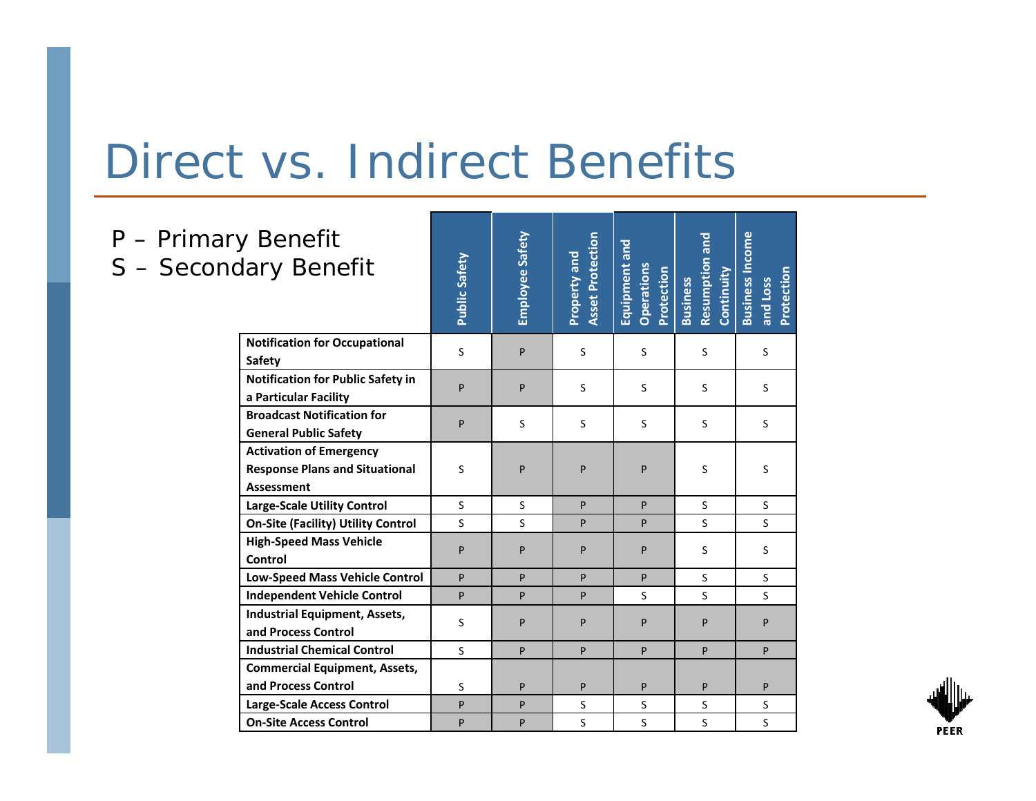# Direct vs. Indirect Benefits

P – Primary Benefit
S – Secondary Benefit

| | Public Safety | Employee Safety | Property and Asset Protection | Equipment and Operations Protection | Business Resumption and Continuity | Business Income and Loss Protection |
|---|---|---|---|---|---|---|
| **Notification for Occupational Safety** | S | P | S | S | S | S |
| **Notification for Public Safety in a Particular Facility** | P | P | S | S | S | S |
| **Broadcast Notification for General Public Safety** | P | S | S | S | S | S |
| **Activation of Emergency Response Plans and Situational Assessment** | S | P | P | P | S | S |
| **Large-Scale Utility Control** | S | S | P | P | S | S |
| **On-Site (Facility) Utility Control** | S | S | P | P | S | S |
| **High-Speed Mass Vehicle Control** | P | P | P | P | S | S |
| **Low-Speed Mass Vehicle Control** | P | P | P | P | S | S |
| **Independent Vehicle Control** | P | P | P | S | S | S |
| **Industrial Equipment, Assets, and Process Control** | S | P | P | P | P | P |
| **Industrial Chemical Control** | S | P | P | P | P | P |
| **Commercial Equipment, Assets, and Process Control** | S | P | P | P | P | P |
| **Large-Scale Access Control** | P | P | S | S | S | S |
| **On-Site Access Control** | P | P | S | S | S | S |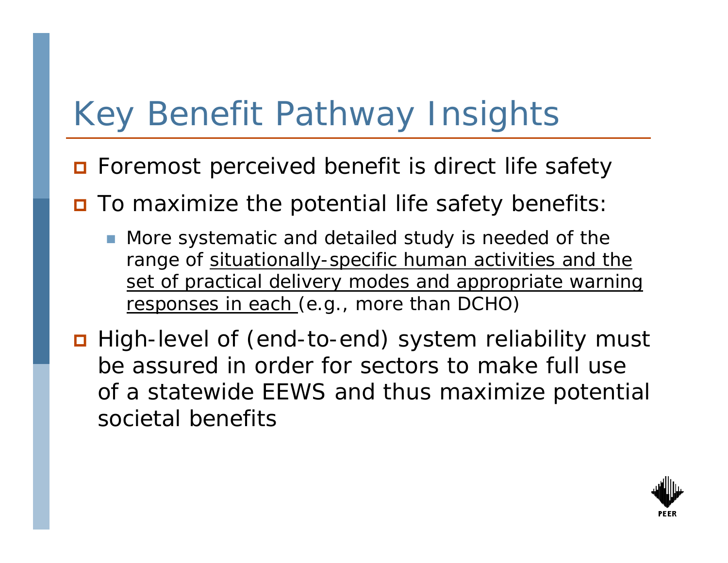# Key Benefit Pathway Insights

- Foremost perceived benefit is direct life safety
- To maximize the potential life safety benefits:
  - More systematic and detailed study is needed of the range of <u>situationally-specific human activities and the set of practical delivery modes and appropriate warning responses in each</u> (e.g., more than DCHO)
- High-level of (end-to-end) system reliability must be assured in order for sectors to make full use of a statewide EEWS and thus maximize potential societal benefits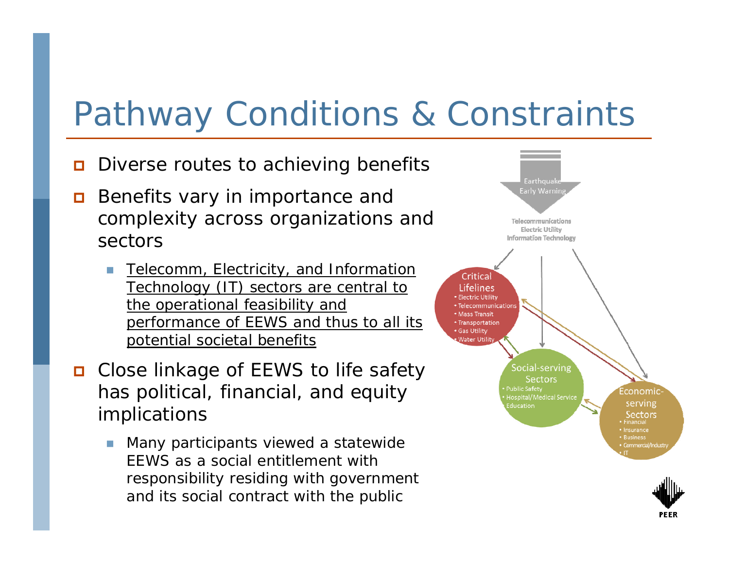# Pathway Conditions & Constraints

- Diverse routes to achieving benefits
- Benefits vary in importance and complexity across organizations and sectors
  - Telecomm, Electricity, and Information Technology (IT) sectors are central to the operational feasibility and performance of EEWS and thus to all its potential societal benefits
- Close linkage of EEWS to life safety has political, financial, and equity implications
  - Many participants viewed a statewide EEWS as a social entitlement with responsibility residing with government and its social contract with the public

Earthquake Early Warning

Telecommunications
Electric Utility
Information Technology

Critical Lifelines
- Electric Utility
- Telecommunications
- Mass Transit
- Transportation
- Gas Utility
- Water Utility

Social-serving Sectors
- Public Safety
- Hospital/Medical Service
- Education

Economic-serving Sectors
- Financial
- Insurance
- Business
- Commercial/Industry
- IT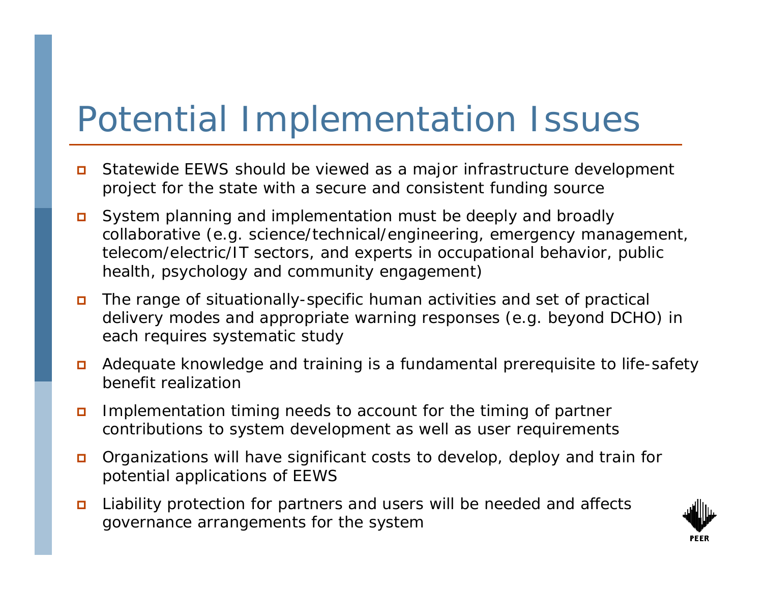# Potential Implementation Issues

- Statewide EEWS should be viewed as a major infrastructure development project for the state with a secure and consistent funding source
- System planning and implementation must be deeply and broadly collaborative (e.g. science/technical/engineering, emergency management, telecom/electric/IT sectors, and experts in occupational behavior, public health, psychology and community engagement)
- The range of situationally-specific human activities and set of practical delivery modes and appropriate warning responses (e.g. beyond DCHO) in each requires systematic study
- Adequate knowledge and training is a fundamental prerequisite to life-safety benefit realization
- Implementation timing needs to account for the timing of partner contributions to system development as well as user requirements
- Organizations will have significant costs to develop, deploy and train for potential applications of EEWS
- Liability protection for partners and users will be needed and affects governance arrangements for the system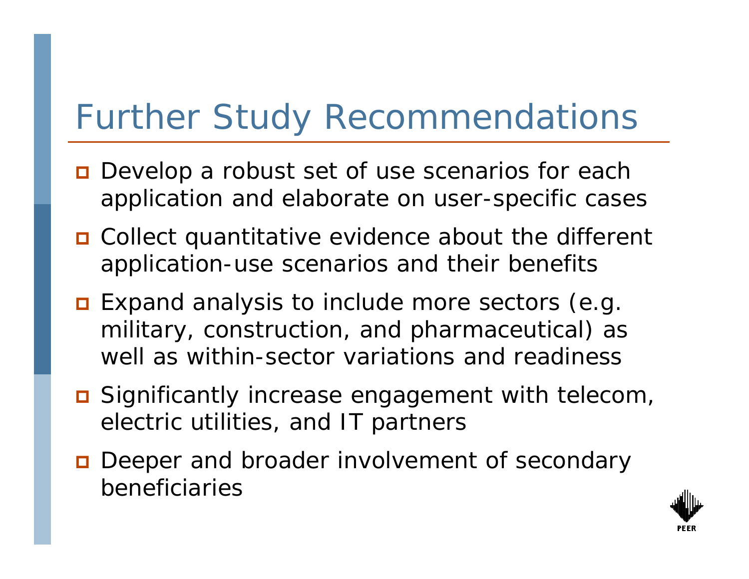# Further Study Recommendations

- Develop a robust set of use scenarios for each application and elaborate on user-specific cases
- Collect quantitative evidence about the different application-use scenarios and their benefits
- Expand analysis to include more sectors (e.g. military, construction, and pharmaceutical) as well as within-sector variations and readiness
- Significantly increase engagement with telecom, electric utilities, and IT partners
- Deeper and broader involvement of secondary beneficiaries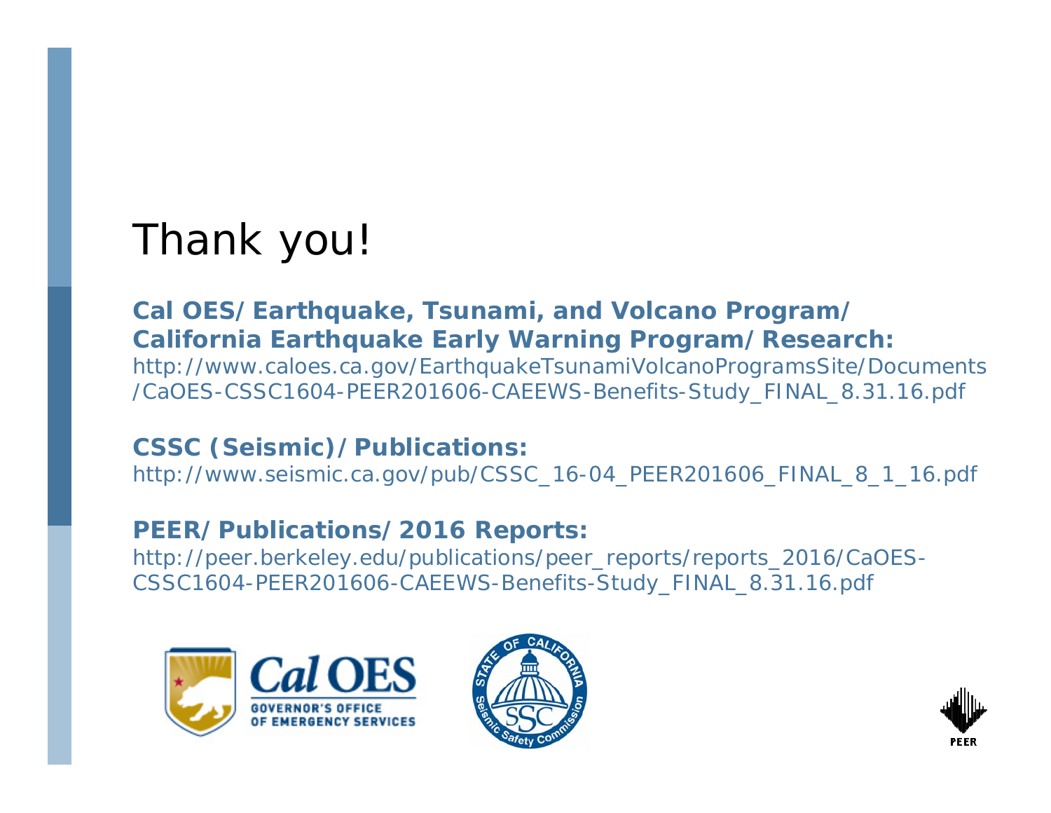# Thank you!

**Cal OES/ Earthquake, Tsunami, and Volcano Program/ California Earthquake Early Warning Program/ Research:**
http://www.caloes.ca.gov/EarthquakeTsunamiVolcanoProgramsSite/Documents/CaOES-CSSC1604-PEER201606-CAEEWS-Benefits-Study_FINAL_8.31.16.pdf

**CSSC (Seismic)/ Publications:**
http://www.seismic.ca.gov/pub/CSSC_16-04_PEER201606_FINAL_8_1_16.pdf

**PEER/ Publications/ 2016 Reports:**
http://peer.berkeley.edu/publications/peer_reports/reports_2016/CaOES-CSSC1604-PEER201606-CAEEWS-Benefits-Study_FINAL_8.31.16.pdf

Cal OES
GOVERNOR'S OFFICE OF EMERGENCY SERVICES

STATE OF CALIFORNIA
SSC
Seismic Safety Commission

PEER